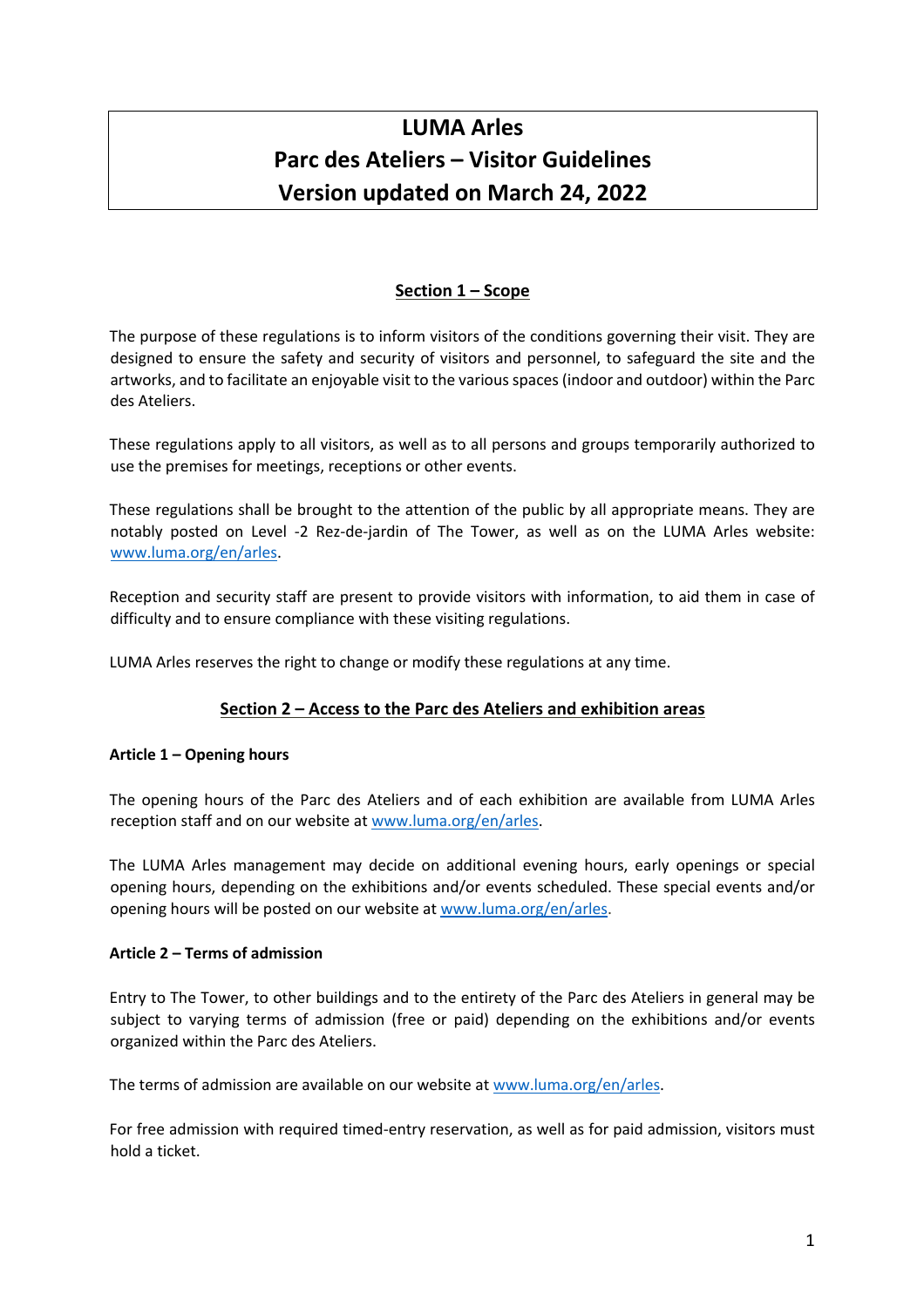# LUMA Arles
# Parc des Ateliers – Visitor Guidelines
# Version updated on March 24, 2022

## Section 1 – Scope

The purpose of these regulations is to inform visitors of the conditions governing their visit. They are designed to ensure the safety and security of visitors and personnel, to safeguard the site and the artworks, and to facilitate an enjoyable visit to the various spaces (indoor and outdoor) within the Parc des Ateliers.

These regulations apply to all visitors, as well as to all persons and groups temporarily authorized to use the premises for meetings, receptions or other events.

These regulations shall be brought to the attention of the public by all appropriate means. They are notably posted on Level -2 Rez-de-jardin of The Tower, as well as on the LUMA Arles website: www.luma.org/en/arles.

Reception and security staff are present to provide visitors with information, to aid them in case of difficulty and to ensure compliance with these visiting regulations.

LUMA Arles reserves the right to change or modify these regulations at any time.

## Section 2 – Access to the Parc des Ateliers and exhibition areas

### Article 1 – Opening hours

The opening hours of the Parc des Ateliers and of each exhibition are available from LUMA Arles reception staff and on our website at www.luma.org/en/arles.

The LUMA Arles management may decide on additional evening hours, early openings or special opening hours, depending on the exhibitions and/or events scheduled. These special events and/or opening hours will be posted on our website at www.luma.org/en/arles.

### Article 2 – Terms of admission

Entry to The Tower, to other buildings and to the entirety of the Parc des Ateliers in general may be subject to varying terms of admission (free or paid) depending on the exhibitions and/or events organized within the Parc des Ateliers.

The terms of admission are available on our website at www.luma.org/en/arles.

For free admission with required timed-entry reservation, as well as for paid admission, visitors must hold a ticket.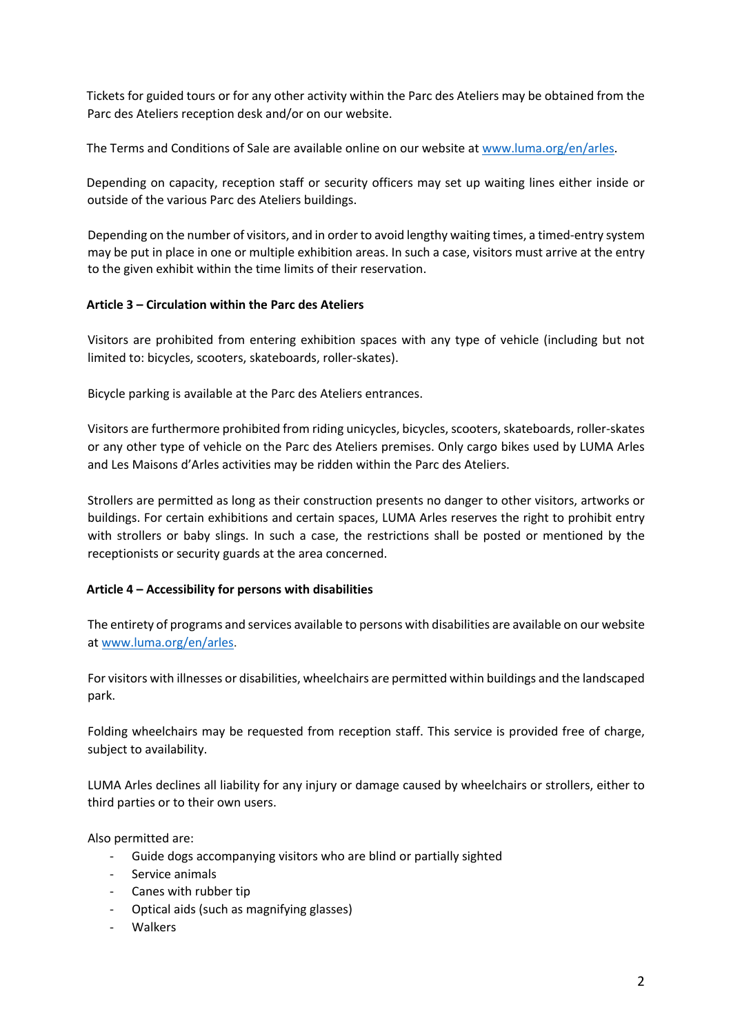Tickets for guided tours or for any other activity within the Parc des Ateliers may be obtained from the Parc des Ateliers reception desk and/or on our website.

The Terms and Conditions of Sale are available online on our website at [www.luma.org/en/arles](www.luma.org/en/arles).

Depending on capacity, reception staff or security officers may set up waiting lines either inside or outside of the various Parc des Ateliers buildings.

Depending on the number of visitors, and in order to avoid lengthy waiting times, a timed-entry system may be put in place in one or multiple exhibition areas. In such a case, visitors must arrive at the entry to the given exhibit within the time limits of their reservation.

**Article 3 – Circulation within the Parc des Ateliers**

Visitors are prohibited from entering exhibition spaces with any type of vehicle (including but not limited to: bicycles, scooters, skateboards, roller-skates).

Bicycle parking is available at the Parc des Ateliers entrances.

Visitors are furthermore prohibited from riding unicycles, bicycles, scooters, skateboards, roller-skates or any other type of vehicle on the Parc des Ateliers premises. Only cargo bikes used by LUMA Arles and Les Maisons d'Arles activities may be ridden within the Parc des Ateliers.

Strollers are permitted as long as their construction presents no danger to other visitors, artworks or buildings. For certain exhibitions and certain spaces, LUMA Arles reserves the right to prohibit entry with strollers or baby slings. In such a case, the restrictions shall be posted or mentioned by the receptionists or security guards at the area concerned.

**Article 4 – Accessibility for persons with disabilities**

The entirety of programs and services available to persons with disabilities are available on our website at [www.luma.org/en/arles](www.luma.org/en/arles).

For visitors with illnesses or disabilities, wheelchairs are permitted within buildings and the landscaped park.

Folding wheelchairs may be requested from reception staff. This service is provided free of charge, subject to availability.

LUMA Arles declines all liability for any injury or damage caused by wheelchairs or strollers, either to third parties or to their own users.

Also permitted are:

- Guide dogs accompanying visitors who are blind or partially sighted
- Service animals
- Canes with rubber tip
- Optical aids (such as magnifying glasses)
- Walkers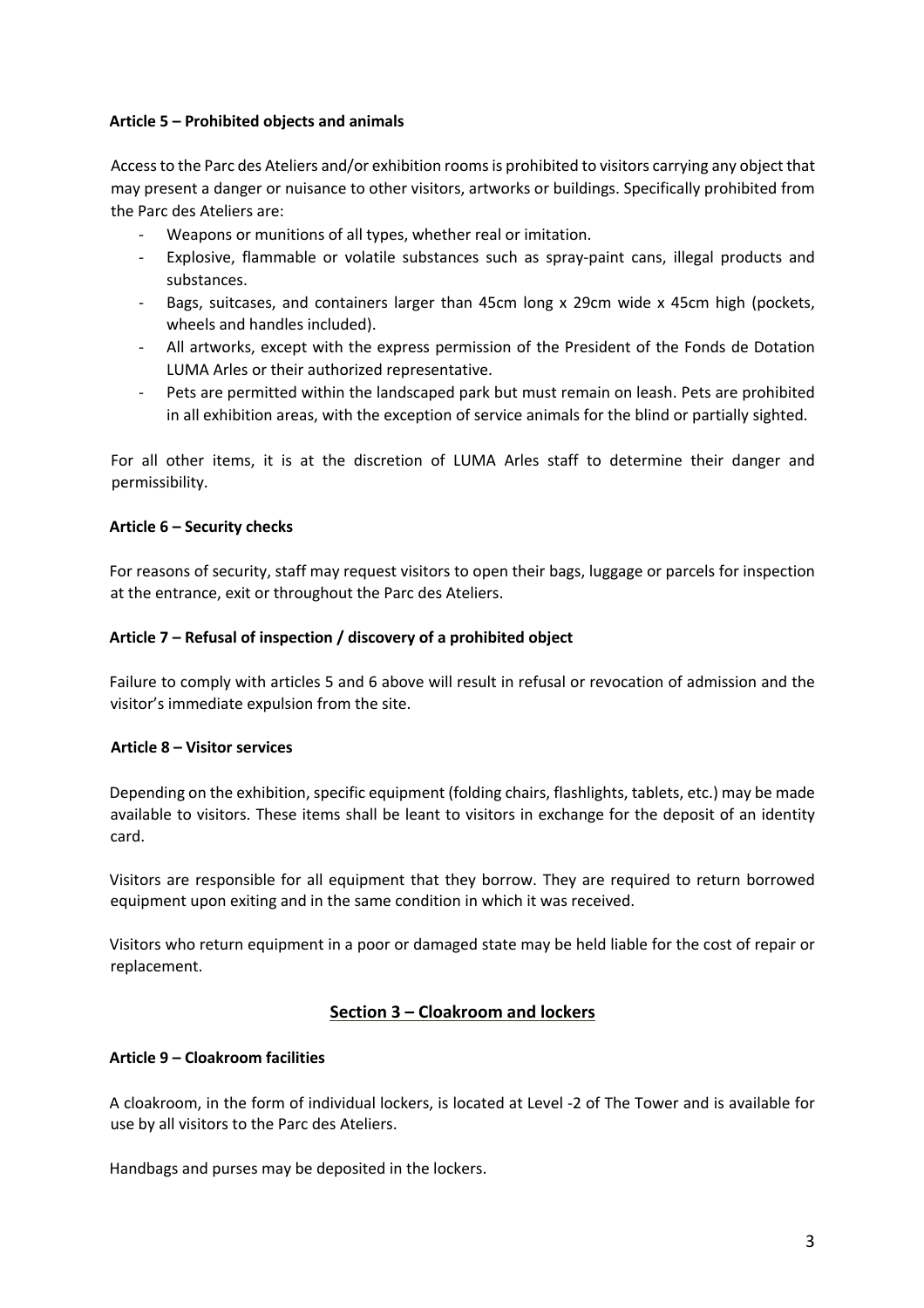#### Article 5 – Prohibited objects and animals

Access to the Parc des Ateliers and/or exhibition rooms is prohibited to visitors carrying any object that may present a danger or nuisance to other visitors, artworks or buildings. Specifically prohibited from the Parc des Ateliers are:

- Weapons or munitions of all types, whether real or imitation.
- Explosive, flammable or volatile substances such as spray-paint cans, illegal products and substances.
- Bags, suitcases, and containers larger than 45cm long x 29cm wide x 45cm high (pockets, wheels and handles included).
- All artworks, except with the express permission of the President of the Fonds de Dotation LUMA Arles or their authorized representative.
- Pets are permitted within the landscaped park but must remain on leash. Pets are prohibited in all exhibition areas, with the exception of service animals for the blind or partially sighted.

For all other items, it is at the discretion of LUMA Arles staff to determine their danger and permissibility.

#### Article 6 – Security checks

For reasons of security, staff may request visitors to open their bags, luggage or parcels for inspection at the entrance, exit or throughout the Parc des Ateliers.

#### Article 7 – Refusal of inspection / discovery of a prohibited object

Failure to comply with articles 5 and 6 above will result in refusal or revocation of admission and the visitor's immediate expulsion from the site.

#### Article 8 – Visitor services

Depending on the exhibition, specific equipment (folding chairs, flashlights, tablets, etc.) may be made available to visitors. These items shall be leant to visitors in exchange for the deposit of an identity card.

Visitors are responsible for all equipment that they borrow. They are required to return borrowed equipment upon exiting and in the same condition in which it was received.

Visitors who return equipment in a poor or damaged state may be held liable for the cost of repair or replacement.

## Section 3 – Cloakroom and lockers

#### Article 9 – Cloakroom facilities

A cloakroom, in the form of individual lockers, is located at Level -2 of The Tower and is available for use by all visitors to the Parc des Ateliers.

Handbags and purses may be deposited in the lockers.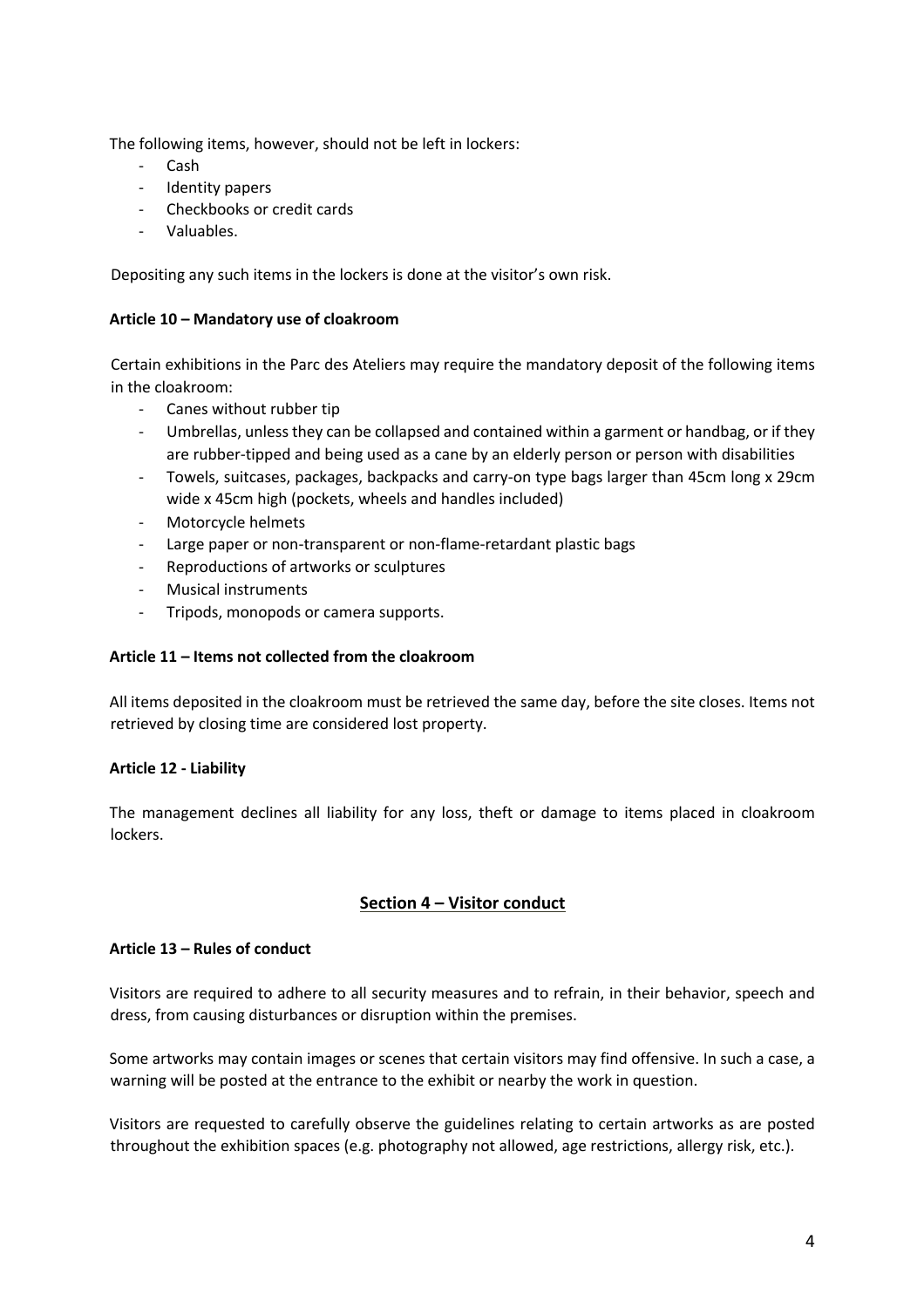The following items, however, should not be left in lockers:

- Cash
- Identity papers
- Checkbooks or credit cards
- Valuables.

Depositing any such items in the lockers is done at the visitor's own risk.

**Article 10 – Mandatory use of cloakroom**

Certain exhibitions in the Parc des Ateliers may require the mandatory deposit of the following items in the cloakroom:

- Canes without rubber tip
- Umbrellas, unless they can be collapsed and contained within a garment or handbag, or if they are rubber-tipped and being used as a cane by an elderly person or person with disabilities
- Towels, suitcases, packages, backpacks and carry-on type bags larger than 45cm long x 29cm wide x 45cm high (pockets, wheels and handles included)
- Motorcycle helmets
- Large paper or non-transparent or non-flame-retardant plastic bags
- Reproductions of artworks or sculptures
- Musical instruments
- Tripods, monopods or camera supports.

**Article 11 – Items not collected from the cloakroom**

All items deposited in the cloakroom must be retrieved the same day, before the site closes. Items not retrieved by closing time are considered lost property.

**Article 12 - Liability**

The management declines all liability for any loss, theft or damage to items placed in cloakroom lockers.

## Section 4 – Visitor conduct

**Article 13 – Rules of conduct**

Visitors are required to adhere to all security measures and to refrain, in their behavior, speech and dress, from causing disturbances or disruption within the premises.

Some artworks may contain images or scenes that certain visitors may find offensive. In such a case, a warning will be posted at the entrance to the exhibit or nearby the work in question.

Visitors are requested to carefully observe the guidelines relating to certain artworks as are posted throughout the exhibition spaces (e.g. photography not allowed, age restrictions, allergy risk, etc.).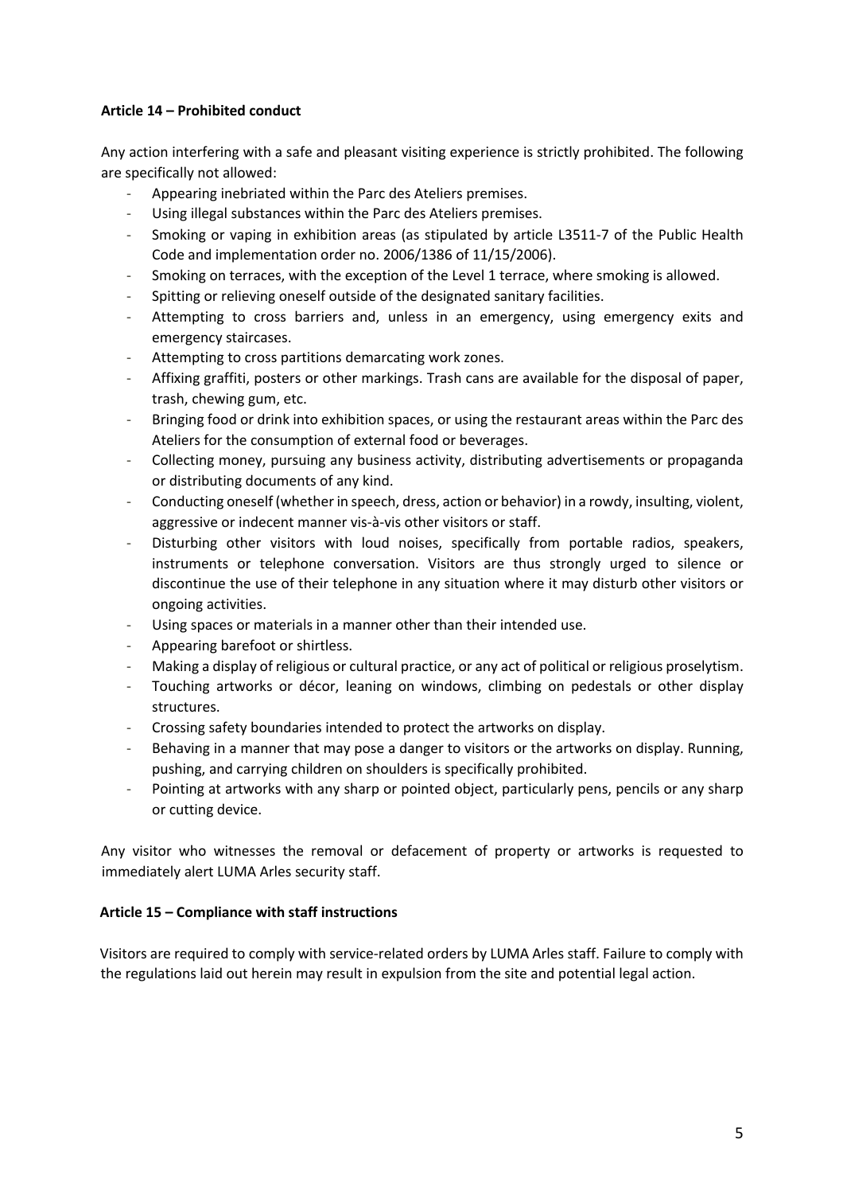**Article 14 – Prohibited conduct**

Any action interfering with a safe and pleasant visiting experience is strictly prohibited. The following are specifically not allowed:

- Appearing inebriated within the Parc des Ateliers premises.
- Using illegal substances within the Parc des Ateliers premises.
- Smoking or vaping in exhibition areas (as stipulated by article L3511-7 of the Public Health Code and implementation order no. 2006/1386 of 11/15/2006).
- Smoking on terraces, with the exception of the Level 1 terrace, where smoking is allowed.
- Spitting or relieving oneself outside of the designated sanitary facilities.
- Attempting to cross barriers and, unless in an emergency, using emergency exits and emergency staircases.
- Attempting to cross partitions demarcating work zones.
- Affixing graffiti, posters or other markings. Trash cans are available for the disposal of paper, trash, chewing gum, etc.
- Bringing food or drink into exhibition spaces, or using the restaurant areas within the Parc des Ateliers for the consumption of external food or beverages.
- Collecting money, pursuing any business activity, distributing advertisements or propaganda or distributing documents of any kind.
- Conducting oneself (whether in speech, dress, action or behavior) in a rowdy, insulting, violent, aggressive or indecent manner vis-à-vis other visitors or staff.
- Disturbing other visitors with loud noises, specifically from portable radios, speakers, instruments or telephone conversation. Visitors are thus strongly urged to silence or discontinue the use of their telephone in any situation where it may disturb other visitors or ongoing activities.
- Using spaces or materials in a manner other than their intended use.
- Appearing barefoot or shirtless.
- Making a display of religious or cultural practice, or any act of political or religious proselytism.
- Touching artworks or décor, leaning on windows, climbing on pedestals or other display structures.
- Crossing safety boundaries intended to protect the artworks on display.
- Behaving in a manner that may pose a danger to visitors or the artworks on display. Running, pushing, and carrying children on shoulders is specifically prohibited.
- Pointing at artworks with any sharp or pointed object, particularly pens, pencils or any sharp or cutting device.

Any visitor who witnesses the removal or defacement of property or artworks is requested to immediately alert LUMA Arles security staff.

**Article 15 – Compliance with staff instructions**

Visitors are required to comply with service-related orders by LUMA Arles staff. Failure to comply with the regulations laid out herein may result in expulsion from the site and potential legal action.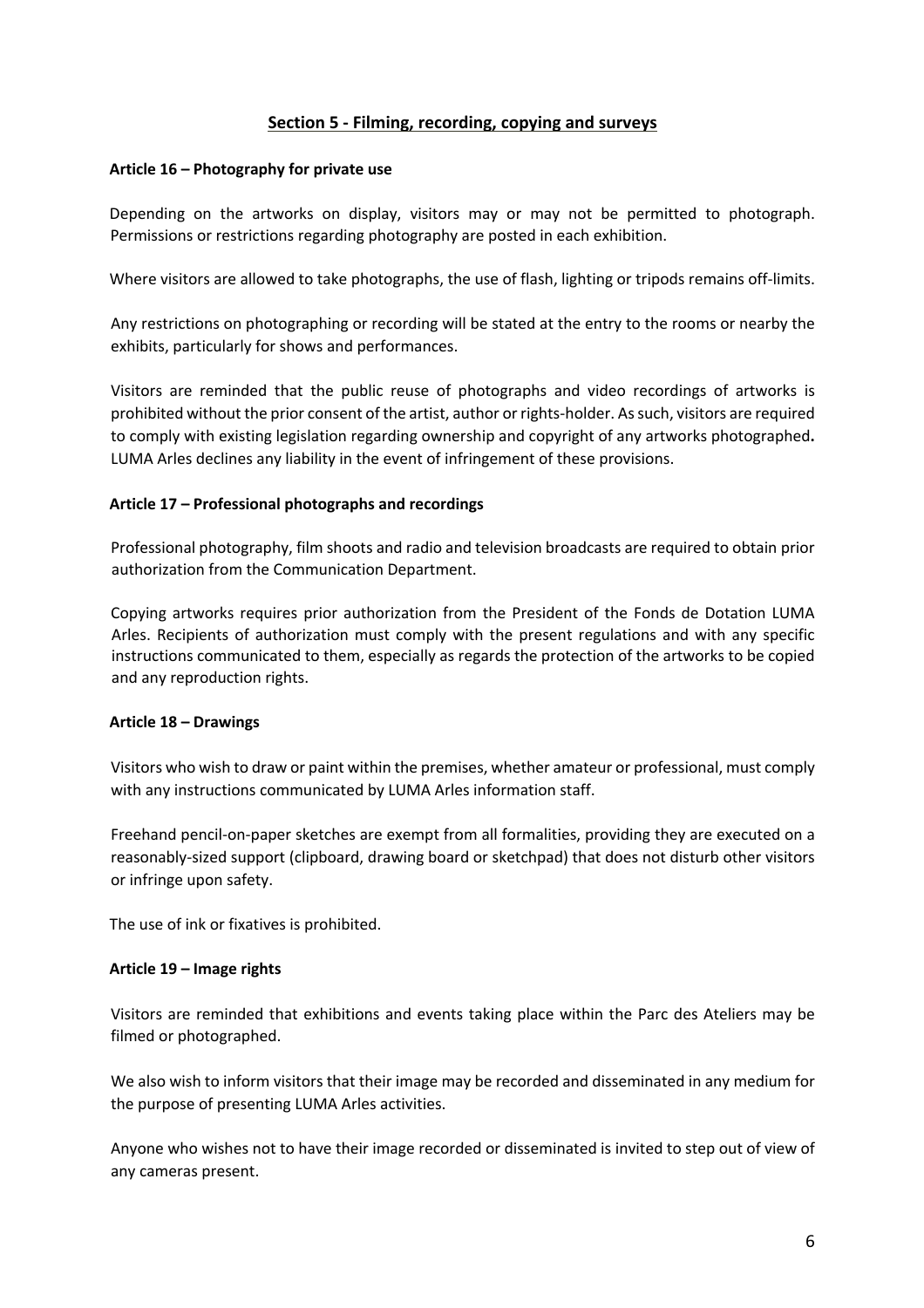## Section 5 - Filming, recording, copying and surveys

### Article 16 – Photography for private use

Depending on the artworks on display, visitors may or may not be permitted to photograph. Permissions or restrictions regarding photography are posted in each exhibition.

Where visitors are allowed to take photographs, the use of flash, lighting or tripods remains off-limits.

Any restrictions on photographing or recording will be stated at the entry to the rooms or nearby the exhibits, particularly for shows and performances.

Visitors are reminded that the public reuse of photographs and video recordings of artworks is prohibited without the prior consent of the artist, author or rights-holder. As such, visitors are required to comply with existing legislation regarding ownership and copyright of any artworks photographed**.** LUMA Arles declines any liability in the event of infringement of these provisions.

### Article 17 – Professional photographs and recordings

Professional photography, film shoots and radio and television broadcasts are required to obtain prior authorization from the Communication Department.

Copying artworks requires prior authorization from the President of the Fonds de Dotation LUMA Arles. Recipients of authorization must comply with the present regulations and with any specific instructions communicated to them, especially as regards the protection of the artworks to be copied and any reproduction rights.

### Article 18 – Drawings

Visitors who wish to draw or paint within the premises, whether amateur or professional, must comply with any instructions communicated by LUMA Arles information staff.

Freehand pencil-on-paper sketches are exempt from all formalities, providing they are executed on a reasonably-sized support (clipboard, drawing board or sketchpad) that does not disturb other visitors or infringe upon safety.

The use of ink or fixatives is prohibited.

### Article 19 – Image rights

Visitors are reminded that exhibitions and events taking place within the Parc des Ateliers may be filmed or photographed.

We also wish to inform visitors that their image may be recorded and disseminated in any medium for the purpose of presenting LUMA Arles activities.

Anyone who wishes not to have their image recorded or disseminated is invited to step out of view of any cameras present.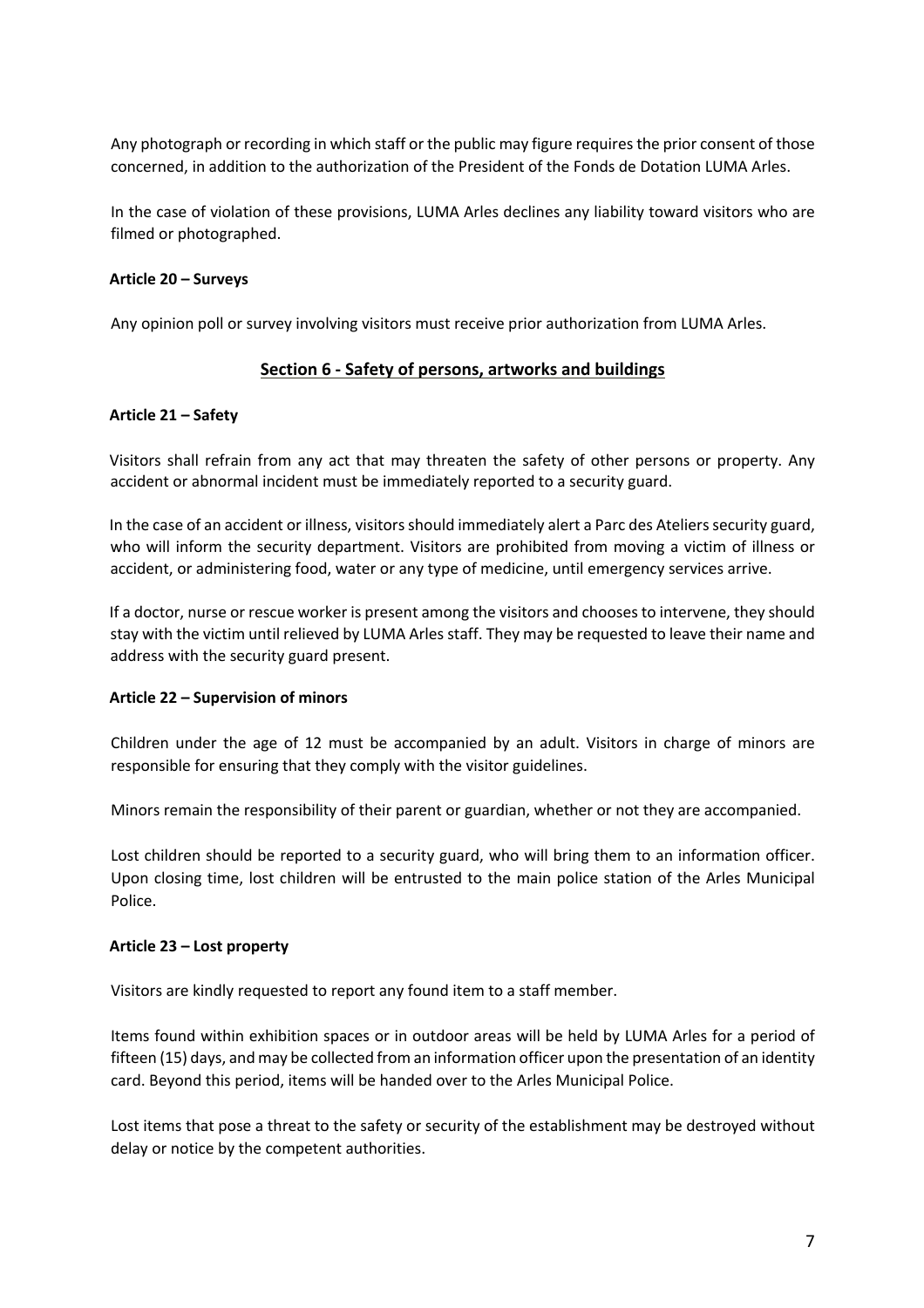Any photograph or recording in which staff or the public may figure requires the prior consent of those concerned, in addition to the authorization of the President of the Fonds de Dotation LUMA Arles.

In the case of violation of these provisions, LUMA Arles declines any liability toward visitors who are filmed or photographed.

**Article 20 – Surveys**

Any opinion poll or survey involving visitors must receive prior authorization from LUMA Arles.

## Section 6 - Safety of persons, artworks and buildings

**Article 21 – Safety**

Visitors shall refrain from any act that may threaten the safety of other persons or property. Any accident or abnormal incident must be immediately reported to a security guard.

In the case of an accident or illness, visitors should immediately alert a Parc des Ateliers security guard, who will inform the security department. Visitors are prohibited from moving a victim of illness or accident, or administering food, water or any type of medicine, until emergency services arrive.

If a doctor, nurse or rescue worker is present among the visitors and chooses to intervene, they should stay with the victim until relieved by LUMA Arles staff. They may be requested to leave their name and address with the security guard present.

**Article 22 – Supervision of minors**

Children under the age of 12 must be accompanied by an adult. Visitors in charge of minors are responsible for ensuring that they comply with the visitor guidelines.

Minors remain the responsibility of their parent or guardian, whether or not they are accompanied.

Lost children should be reported to a security guard, who will bring them to an information officer. Upon closing time, lost children will be entrusted to the main police station of the Arles Municipal Police.

**Article 23 – Lost property**

Visitors are kindly requested to report any found item to a staff member.

Items found within exhibition spaces or in outdoor areas will be held by LUMA Arles for a period of fifteen (15) days, and may be collected from an information officer upon the presentation of an identity card. Beyond this period, items will be handed over to the Arles Municipal Police.

Lost items that pose a threat to the safety or security of the establishment may be destroyed without delay or notice by the competent authorities.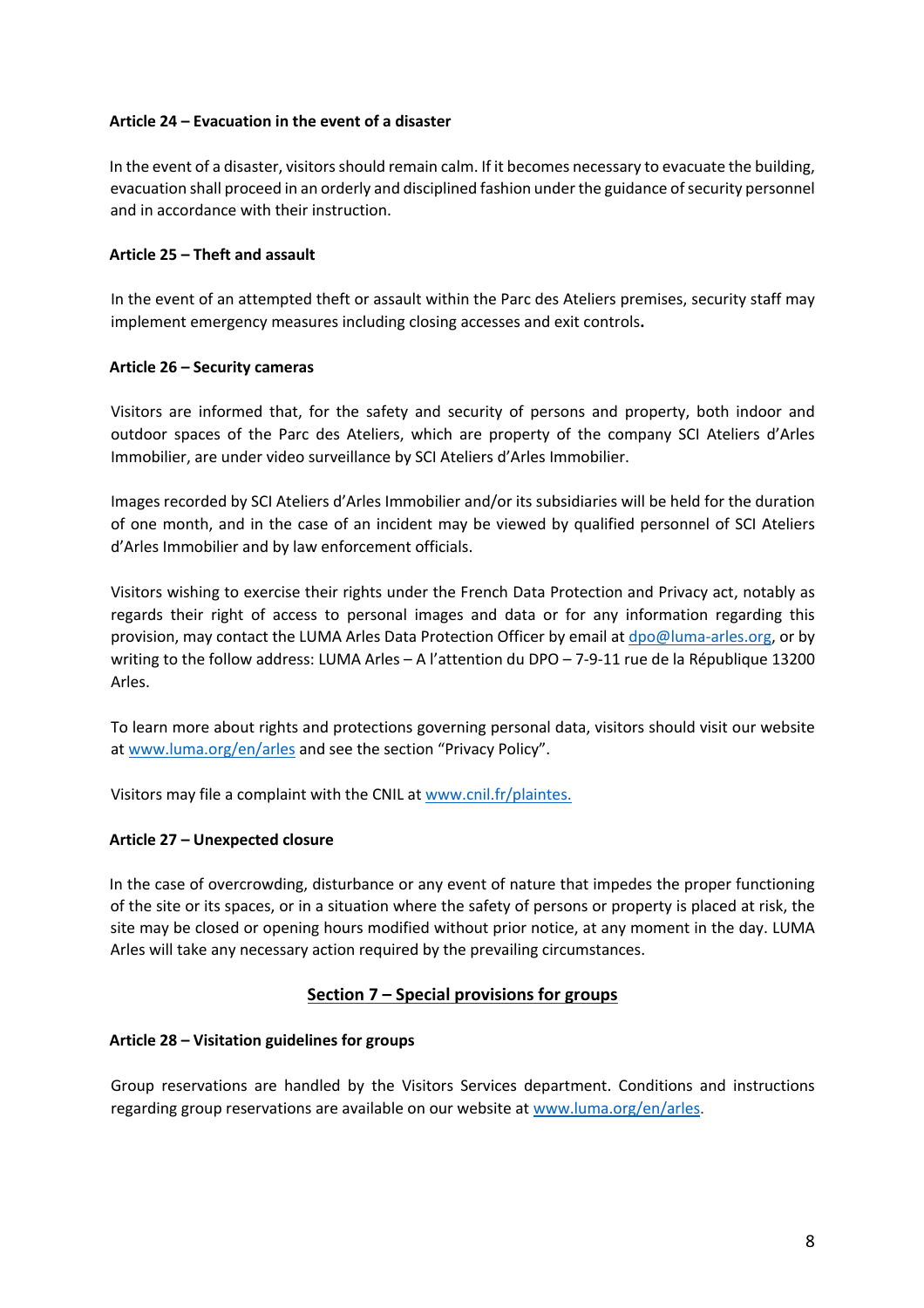**Article 24 – Evacuation in the event of a disaster**

In the event of a disaster, visitors should remain calm. If it becomes necessary to evacuate the building, evacuation shall proceed in an orderly and disciplined fashion under the guidance of security personnel and in accordance with their instruction.

**Article 25 – Theft and assault**

In the event of an attempted theft or assault within the Parc des Ateliers premises, security staff may implement emergency measures including closing accesses and exit controls**.**

**Article 26 – Security cameras**

Visitors are informed that, for the safety and security of persons and property, both indoor and outdoor spaces of the Parc des Ateliers, which are property of the company SCI Ateliers d'Arles Immobilier, are under video surveillance by SCI Ateliers d'Arles Immobilier.

Images recorded by SCI Ateliers d'Arles Immobilier and/or its subsidiaries will be held for the duration of one month, and in the case of an incident may be viewed by qualified personnel of SCI Ateliers d'Arles Immobilier and by law enforcement officials.

Visitors wishing to exercise their rights under the French Data Protection and Privacy act, notably as regards their right of access to personal images and data or for any information regarding this provision, may contact the LUMA Arles Data Protection Officer by email at dpo@luma-arles.org, or by writing to the follow address: LUMA Arles – A l'attention du DPO – 7-9-11 rue de la République 13200 Arles.

To learn more about rights and protections governing personal data, visitors should visit our website at www.luma.org/en/arles and see the section "Privacy Policy".

Visitors may file a complaint with the CNIL at www.cnil.fr/plaintes.

**Article 27 – Unexpected closure**

In the case of overcrowding, disturbance or any event of nature that impedes the proper functioning of the site or its spaces, or in a situation where the safety of persons or property is placed at risk, the site may be closed or opening hours modified without prior notice, at any moment in the day. LUMA Arles will take any necessary action required by the prevailing circumstances.

## Section 7 – Special provisions for groups

**Article 28 – Visitation guidelines for groups**

Group reservations are handled by the Visitors Services department. Conditions and instructions regarding group reservations are available on our website at www.luma.org/en/arles.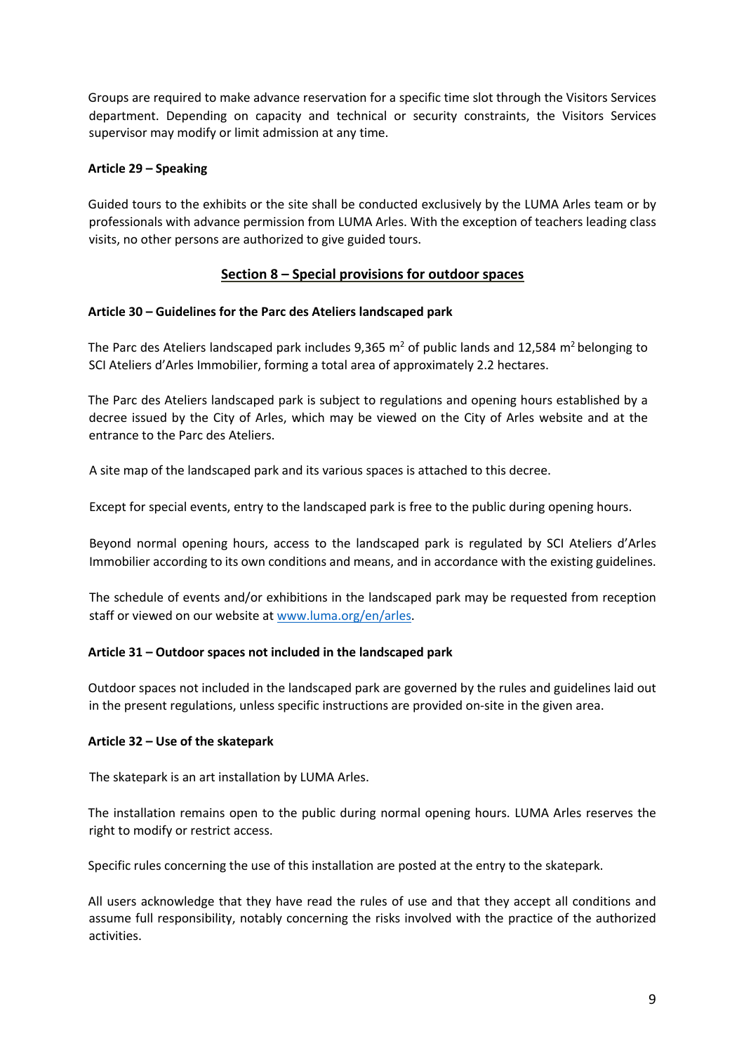Groups are required to make advance reservation for a specific time slot through the Visitors Services department. Depending on capacity and technical or security constraints, the Visitors Services supervisor may modify or limit admission at any time.

**Article 29 – Speaking**

Guided tours to the exhibits or the site shall be conducted exclusively by the LUMA Arles team or by professionals with advance permission from LUMA Arles. With the exception of teachers leading class visits, no other persons are authorized to give guided tours.

## Section 8 – Special provisions for outdoor spaces

**Article 30 – Guidelines for the Parc des Ateliers landscaped park**

The Parc des Ateliers landscaped park includes 9,365 $m^2$ of public lands and 12,584 $m^2$ belonging to SCI Ateliers d'Arles Immobilier, forming a total area of approximately 2.2 hectares.

The Parc des Ateliers landscaped park is subject to regulations and opening hours established by a decree issued by the City of Arles, which may be viewed on the City of Arles website and at the entrance to the Parc des Ateliers.

A site map of the landscaped park and its various spaces is attached to this decree.

Except for special events, entry to the landscaped park is free to the public during opening hours.

Beyond normal opening hours, access to the landscaped park is regulated by SCI Ateliers d'Arles Immobilier according to its own conditions and means, and in accordance with the existing guidelines.

The schedule of events and/or exhibitions in the landscaped park may be requested from reception staff or viewed on our website at [www.luma.org/en/arles](www.luma.org/en/arles).

**Article 31 – Outdoor spaces not included in the landscaped park**

Outdoor spaces not included in the landscaped park are governed by the rules and guidelines laid out in the present regulations, unless specific instructions are provided on-site in the given area.

**Article 32 – Use of the skatepark**

The skatepark is an art installation by LUMA Arles.

The installation remains open to the public during normal opening hours. LUMA Arles reserves the right to modify or restrict access.

Specific rules concerning the use of this installation are posted at the entry to the skatepark.

All users acknowledge that they have read the rules of use and that they accept all conditions and assume full responsibility, notably concerning the risks involved with the practice of the authorized activities.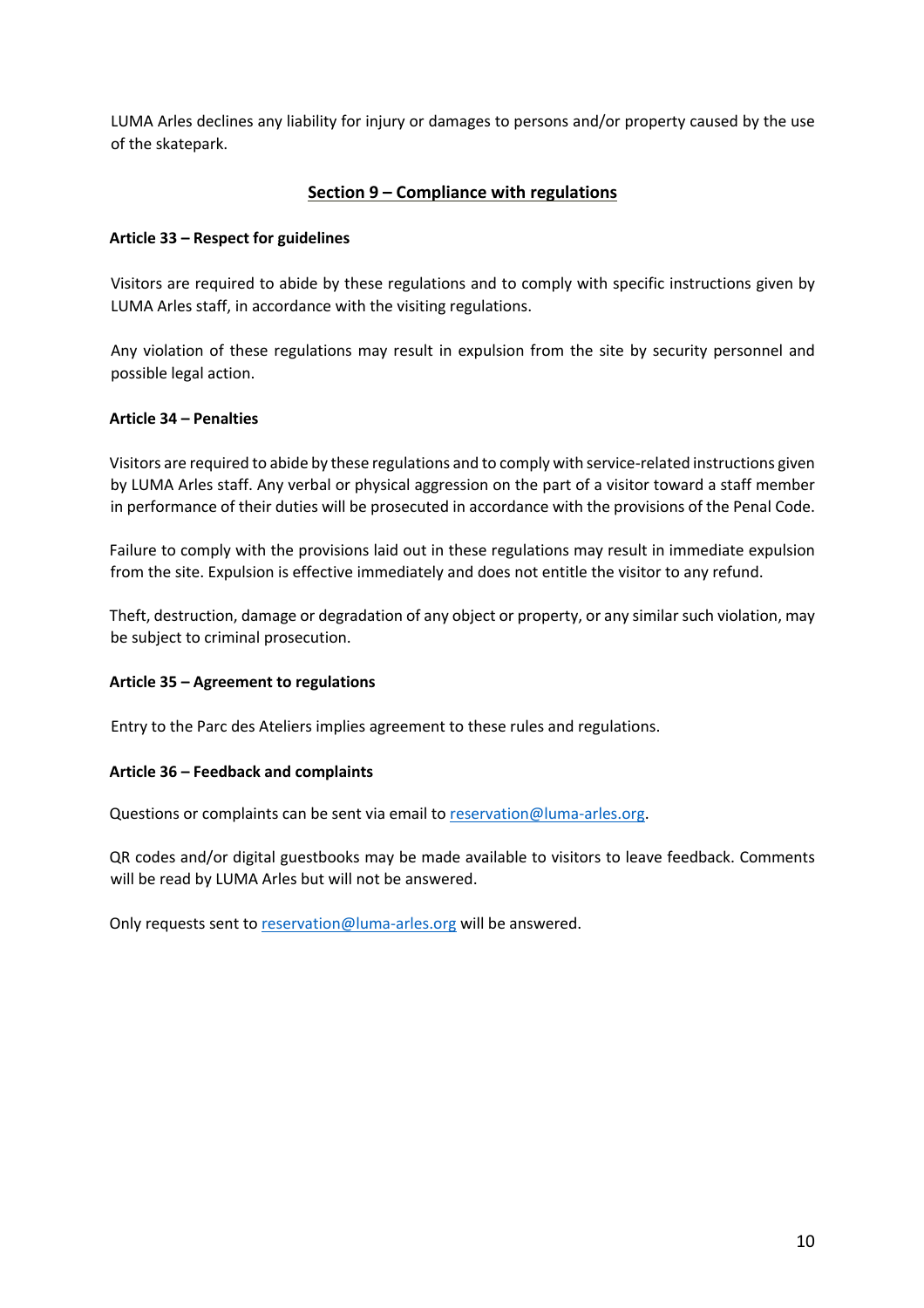LUMA Arles declines any liability for injury or damages to persons and/or property caused by the use of the skatepark.

## Section 9 – Compliance with regulations

### Article 33 – Respect for guidelines

Visitors are required to abide by these regulations and to comply with specific instructions given by LUMA Arles staff, in accordance with the visiting regulations.

Any violation of these regulations may result in expulsion from the site by security personnel and possible legal action.

### Article 34 – Penalties

Visitors are required to abide by these regulations and to comply with service-related instructions given by LUMA Arles staff. Any verbal or physical aggression on the part of a visitor toward a staff member in performance of their duties will be prosecuted in accordance with the provisions of the Penal Code.

Failure to comply with the provisions laid out in these regulations may result in immediate expulsion from the site. Expulsion is effective immediately and does not entitle the visitor to any refund.

Theft, destruction, damage or degradation of any object or property, or any similar such violation, may be subject to criminal prosecution.

### Article 35 – Agreement to regulations

Entry to the Parc des Ateliers implies agreement to these rules and regulations.

### Article 36 – Feedback and complaints

Questions or complaints can be sent via email to reservation@luma-arles.org.

QR codes and/or digital guestbooks may be made available to visitors to leave feedback. Comments will be read by LUMA Arles but will not be answered.

Only requests sent to reservation@luma-arles.org will be answered.